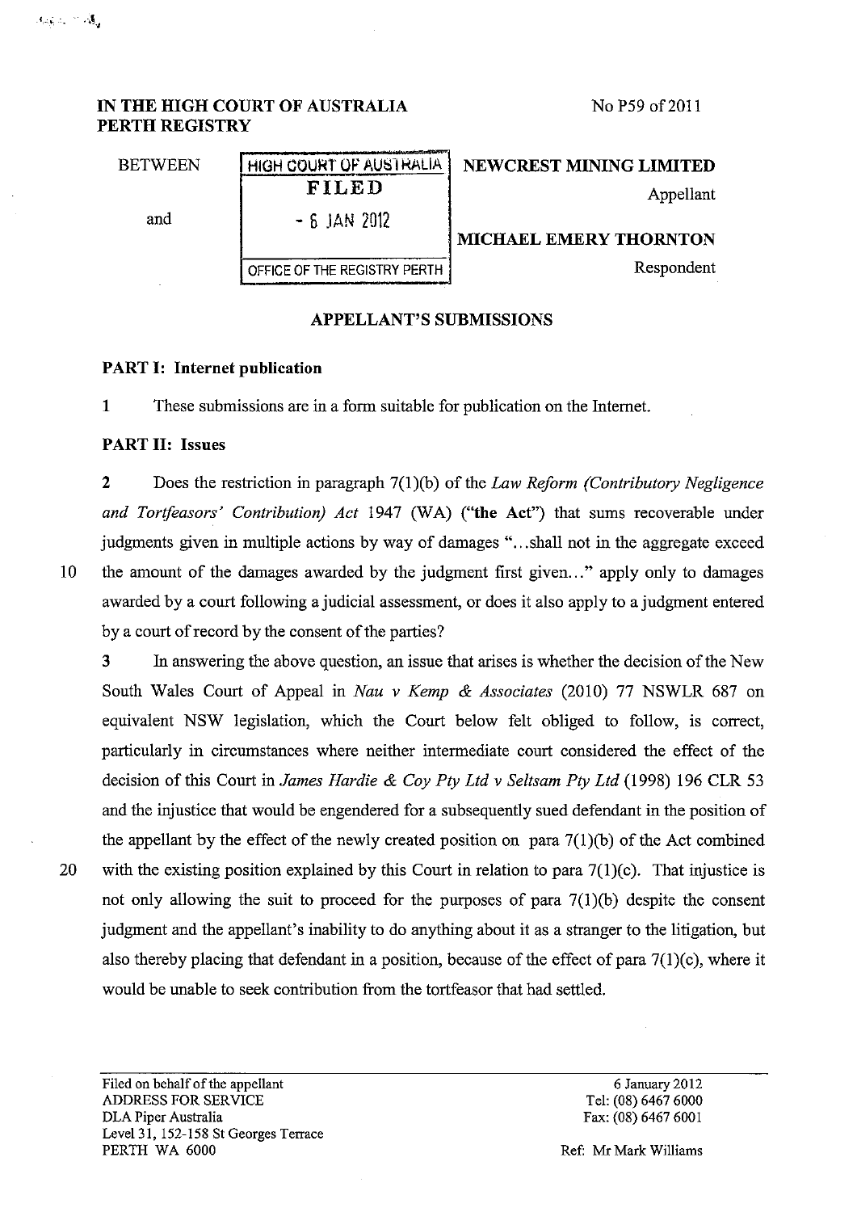**IN THE HIGH COURT OF AUSTRALIA**
**PERTH REGISTRY**

No P59 of 2011

BETWEEN

HIGH COURT OF AUSTRALIA
FILED
- 6 JAN 2012
OFFICE OF THE REGISTRY PERTH

**NEWCREST MINING LIMITED**
Appellant

and

**MICHAEL EMERY THORNTON**
Respondent

## APPELLANT'S SUBMISSIONS

### PART I: Internet publication

1 These submissions are in a form suitable for publication on the Internet.

### PART II: Issues

2 Does the restriction in paragraph 7(1)(b) of the *Law Reform (Contributory Negligence and Tortfeasors' Contribution) Act* 1947 (WA) (**"the Act"**) that sums recoverable under judgments given in multiple actions by way of damages "...shall not in the aggregate exceed the amount of the damages awarded by the judgment first given..." apply only to damages awarded by a court following a judicial assessment, or does it also apply to a judgment entered by a court of record by the consent of the parties?

3 In answering the above question, an issue that arises is whether the decision of the New South Wales Court of Appeal in *Nau v Kemp & Associates* (2010) 77 NSWLR 687 on equivalent NSW legislation, which the Court below felt obliged to follow, is correct, particularly in circumstances where neither intermediate court considered the effect of the decision of this Court in *James Hardie & Coy Pty Ltd v Seltsam Pty Ltd* (1998) 196 CLR 53 and the injustice that would be engendered for a subsequently sued defendant in the position of the appellant by the effect of the newly created position on para 7(1)(b) of the Act combined with the existing position explained by this Court in relation to para 7(1)(c). That injustice is not only allowing the suit to proceed for the purposes of para 7(1)(b) despite the consent judgment and the appellant's inability to do anything about it as a stranger to the litigation, but also thereby placing that defendant in a position, because of the effect of para 7(1)(c), where it would be unable to seek contribution from the tortfeasor that had settled.

Filed on behalf of the appellant
ADDRESS FOR SERVICE
DLA Piper Australia
Level 31, 152-158 St Georges Terrace
PERTH WA 6000

6 January 2012
Tel: (08) 6467 6000
Fax: (08) 6467 6001

Ref: Mr Mark Williams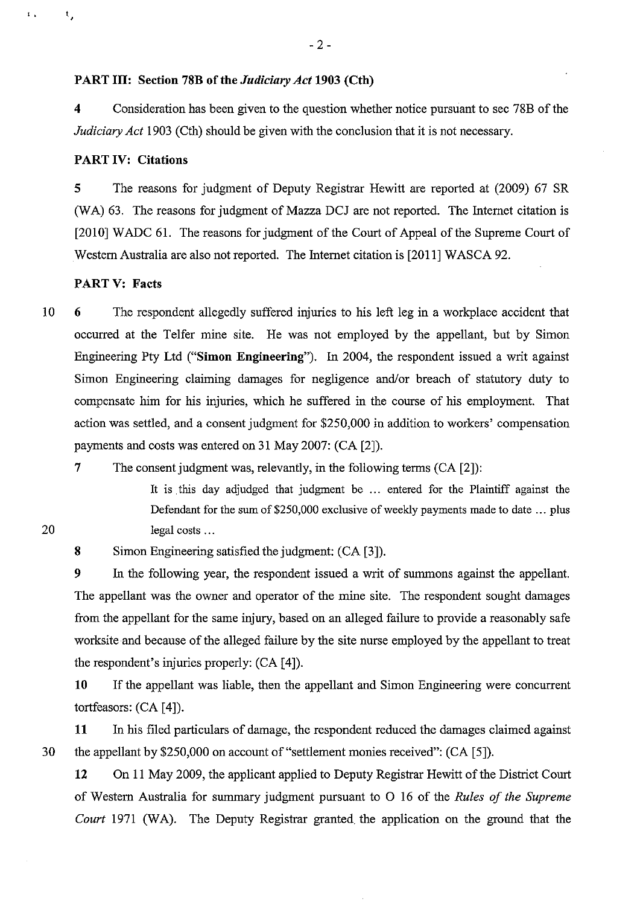**PART III: Section 78B of the *Judiciary Act* 1903 (Cth)**

**4** Consideration has been given to the question whether notice pursuant to sec 78B of the *Judiciary Act* 1903 (Cth) should be given with the conclusion that it is not necessary.

**PART IV: Citations**

**5** The reasons for judgment of Deputy Registrar Hewitt are reported at (2009) 67 SR (WA) 63. The reasons for judgment of Mazza DCJ are not reported. The Internet citation is [2010] WADC 61. The reasons for judgment of the Court of Appeal of the Supreme Court of Western Australia are also not reported. The Internet citation is [2011] WASCA 92.

**PART V: Facts**

**6** The respondent allegedly suffered injuries to his left leg in a workplace accident that occurred at the Telfer mine site. He was not employed by the appellant, but by Simon Engineering Pty Ltd ("**Simon Engineering**"). In 2004, the respondent issued a writ against Simon Engineering claiming damages for negligence and/or breach of statutory duty to compensate him for his injuries, which he suffered in the course of his employment. That action was settled, and a consent judgment for $250,000 in addition to workers' compensation payments and costs was entered on 31 May 2007: (CA [2]).

**7** The consent judgment was, relevantly, in the following terms (CA [2]):

> It is this day adjudged that judgment be ... entered for the Plaintiff against the Defendant for the sum of $250,000 exclusive of weekly payments made to date ... plus legal costs ...

**8** Simon Engineering satisfied the judgment: (CA [3]).

**9** In the following year, the respondent issued a writ of summons against the appellant. The appellant was the owner and operator of the mine site. The respondent sought damages from the appellant for the same injury, based on an alleged failure to provide a reasonably safe worksite and because of the alleged failure by the site nurse employed by the appellant to treat the respondent's injuries properly: (CA [4]).

**10** If the appellant was liable, then the appellant and Simon Engineering were concurrent tortfeasors: (CA [4]).

**11** In his filed particulars of damage, the respondent reduced the damages claimed against the appellant by $250,000 on account of "settlement monies received": (CA [5]).

**12** On 11 May 2009, the applicant applied to Deputy Registrar Hewitt of the District Court of Western Australia for summary judgment pursuant to O 16 of the *Rules of the Supreme Court* 1971 (WA). The Deputy Registrar granted the application on the ground that the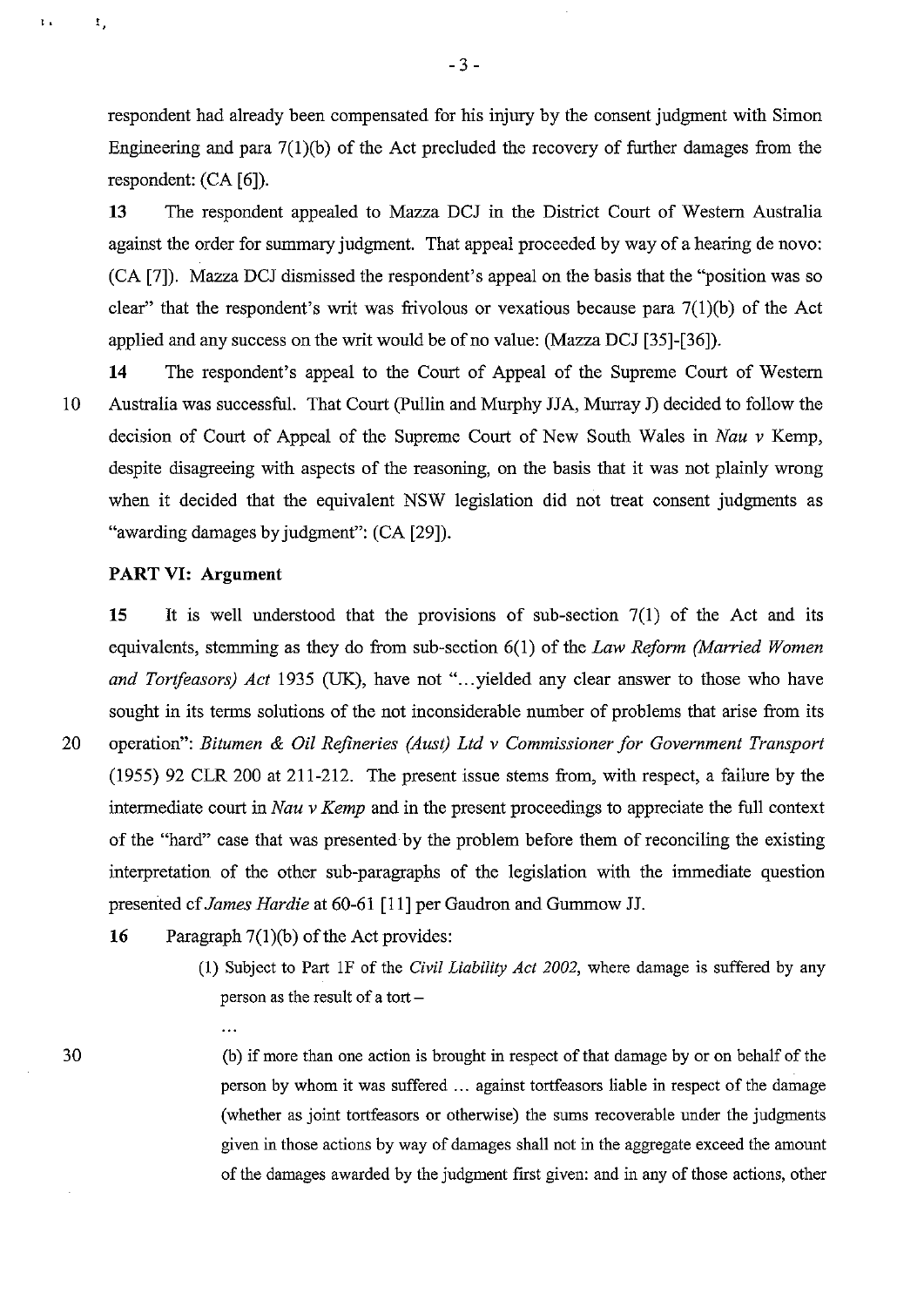respondent had already been compensated for his injury by the consent judgment with Simon Engineering and para 7(1)(b) of the Act precluded the recovery of further damages from the respondent: (CA [6]).

**13** The respondent appealed to Mazza DCJ in the District Court of Western Australia against the order for summary judgment. That appeal proceeded by way of a hearing de novo: (CA [7]). Mazza DCJ dismissed the respondent's appeal on the basis that the "position was so clear" that the respondent's writ was frivolous or vexatious because para 7(1)(b) of the Act applied and any success on the writ would be of no value: (Mazza DCJ [35]-[36]).

**14** The respondent's appeal to the Court of Appeal of the Supreme Court of Western Australia was successful. That Court (Pullin and Murphy JJA, Murray J) decided to follow the decision of Court of Appeal of the Supreme Court of New South Wales in *Nau v* Kemp, despite disagreeing with aspects of the reasoning, on the basis that it was not plainly wrong when it decided that the equivalent NSW legislation did not treat consent judgments as "awarding damages by judgment": (CA [29]).

### PART VI: Argument

**15** It is well understood that the provisions of sub-section 7(1) of the Act and its equivalents, stemming as they do from sub-section 6(1) of the *Law Reform (Married Women and Tortfeasors) Act* 1935 (UK), have not "...yielded any clear answer to those who have sought in its terms solutions of the not inconsiderable number of problems that arise from its operation": *Bitumen & Oil Refineries (Aust) Ltd v Commissioner for Government Transport* (1955) 92 CLR 200 at 211-212. The present issue stems from, with respect, a failure by the intermediate court in *Nau v Kemp* and in the present proceedings to appreciate the full context of the "hard" case that was presented by the problem before them of reconciling the existing interpretation of the other sub-paragraphs of the legislation with the immediate question presented cf *James Hardie* at 60-61 [11] per Gaudron and Gummow JJ.

**16** Paragraph 7(1)(b) of the Act provides:

> (1) Subject to Part 1F of the *Civil Liability Act 2002*, where damage is suffered by any person as the result of a tort –
>
> ...
>
> (b) if more than one action is brought in respect of that damage by or on behalf of the person by whom it was suffered ... against tortfeasors liable in respect of the damage (whether as joint tortfeasors or otherwise) the sums recoverable under the judgments given in those actions by way of damages shall not in the aggregate exceed the amount of the damages awarded by the judgment first given: and in any of those actions, other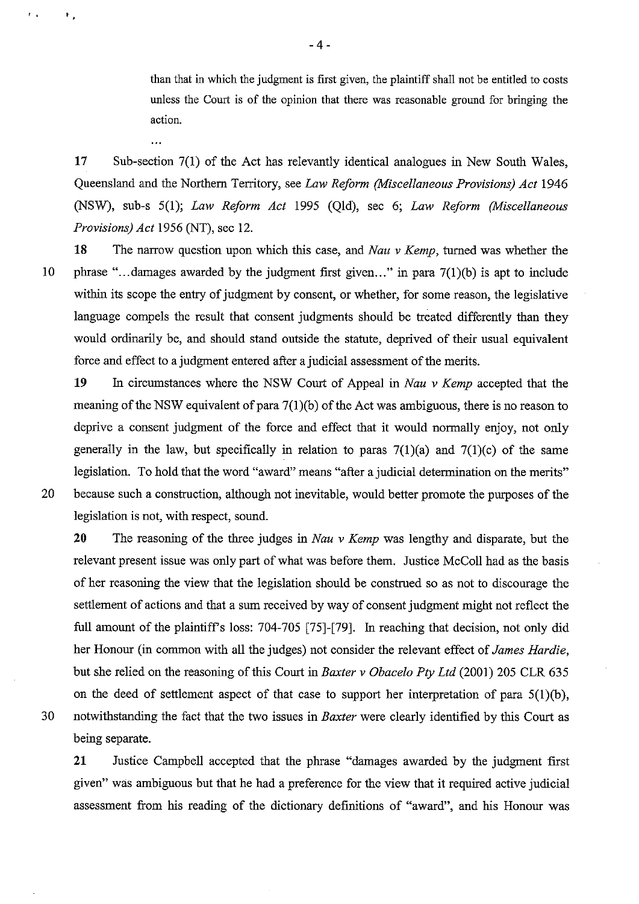> than that in which the judgment is first given, the plaintiff shall not be entitled to costs unless the Court is of the opinion that there was reasonable ground for bringing the action.
>
> ...

**17** Sub-section 7(1) of the Act has relevantly identical analogues in New South Wales, Queensland and the Northern Territory, see *Law Reform (Miscellaneous Provisions) Act* 1946 (NSW), sub-s 5(1); *Law Reform Act* 1995 (Qld), sec 6; *Law Reform (Miscellaneous Provisions) Act* 1956 (NT), sec 12.

**18** The narrow question upon which this case, and *Nau v Kemp*, turned was whether the phrase "...damages awarded by the judgment first given..." in para 7(1)(b) is apt to include within its scope the entry of judgment by consent, or whether, for some reason, the legislative language compels the result that consent judgments should be treated differently than they would ordinarily be, and should stand outside the statute, deprived of their usual equivalent force and effect to a judgment entered after a judicial assessment of the merits.

**19** In circumstances where the NSW Court of Appeal in *Nau v Kemp* accepted that the meaning of the NSW equivalent of para 7(1)(b) of the Act was ambiguous, there is no reason to deprive a consent judgment of the force and effect that it would normally enjoy, not only generally in the law, but specifically in relation to paras 7(1)(a) and 7(1)(c) of the same legislation. To hold that the word "award" means "after a judicial determination on the merits" because such a construction, although not inevitable, would better promote the purposes of the legislation is not, with respect, sound.

**20** The reasoning of the three judges in *Nau v Kemp* was lengthy and disparate, but the relevant present issue was only part of what was before them. Justice McColl had as the basis of her reasoning the view that the legislation should be construed so as not to discourage the settlement of actions and that a sum received by way of consent judgment might not reflect the full amount of the plaintiff's loss: 704-705 [75]-[79]. In reaching that decision, not only did her Honour (in common with all the judges) not consider the relevant effect of *James Hardie*, but she relied on the reasoning of this Court in *Baxter v Obacelo Pty Ltd* (2001) 205 CLR 635 on the deed of settlement aspect of that case to support her interpretation of para 5(1)(b), notwithstanding the fact that the two issues in *Baxter* were clearly identified by this Court as being separate.

**21** Justice Campbell accepted that the phrase "damages awarded by the judgment first given" was ambiguous but that he had a preference for the view that it required active judicial assessment from his reading of the dictionary definitions of "award", and his Honour was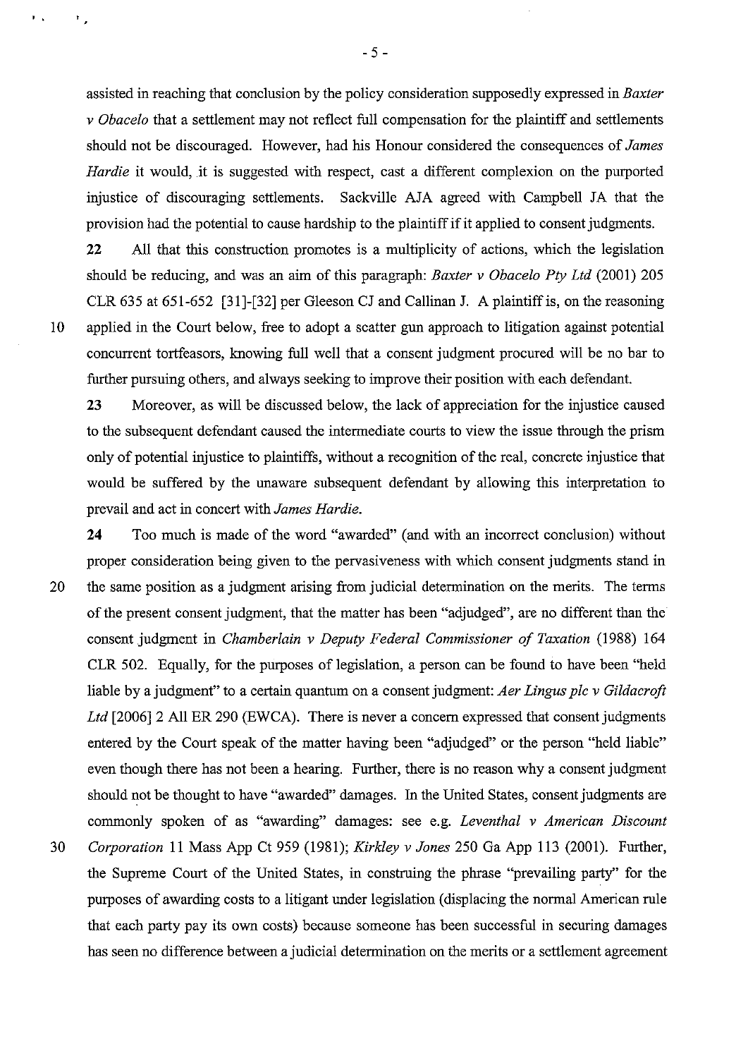assisted in reaching that conclusion by the policy consideration supposedly expressed in *Baxter v Obacelo* that a settlement may not reflect full compensation for the plaintiff and settlements should not be discouraged. However, had his Honour considered the consequences of *James Hardie* it would, it is suggested with respect, cast a different complexion on the purported injustice of discouraging settlements. Sackville AJA agreed with Campbell JA that the provision had the potential to cause hardship to the plaintiff if it applied to consent judgments.

**22** All that this construction promotes is a multiplicity of actions, which the legislation should be reducing, and was an aim of this paragraph: *Baxter v Obacelo Pty Ltd* (2001) 205 CLR 635 at 651-652 [31]-[32] per Gleeson CJ and Callinan J. A plaintiff is, on the reasoning applied in the Court below, free to adopt a scatter gun approach to litigation against potential concurrent tortfeasors, knowing full well that a consent judgment procured will be no bar to further pursuing others, and always seeking to improve their position with each defendant.

**23** Moreover, as will be discussed below, the lack of appreciation for the injustice caused to the subsequent defendant caused the intermediate courts to view the issue through the prism only of potential injustice to plaintiffs, without a recognition of the real, concrete injustice that would be suffered by the unaware subsequent defendant by allowing this interpretation to prevail and act in concert with *James Hardie*.

**24** Too much is made of the word "awarded" (and with an incorrect conclusion) without proper consideration being given to the pervasiveness with which consent judgments stand in the same position as a judgment arising from judicial determination on the merits. The terms of the present consent judgment, that the matter has been "adjudged", are no different than the consent judgment in *Chamberlain v Deputy Federal Commissioner of Taxation* (1988) 164 CLR 502. Equally, for the purposes of legislation, a person can be found to have been "held liable by a judgment" to a certain quantum on a consent judgment: *Aer Lingus plc v Gildacroft Ltd* [2006] 2 All ER 290 (EWCA). There is never a concern expressed that consent judgments entered by the Court speak of the matter having been "adjudged" or the person "held liable" even though there has not been a hearing. Further, there is no reason why a consent judgment should not be thought to have "awarded" damages. In the United States, consent judgments are commonly spoken of as "awarding" damages: see e.g. *Leventhal v American Discount Corporation* 11 Mass App Ct 959 (1981); *Kirkley v Jones* 250 Ga App 113 (2001). Further, the Supreme Court of the United States, in construing the phrase "prevailing party" for the purposes of awarding costs to a litigant under legislation (displacing the normal American rule that each party pay its own costs) because someone has been successful in securing damages has seen no difference between a judicial determination on the merits or a settlement agreement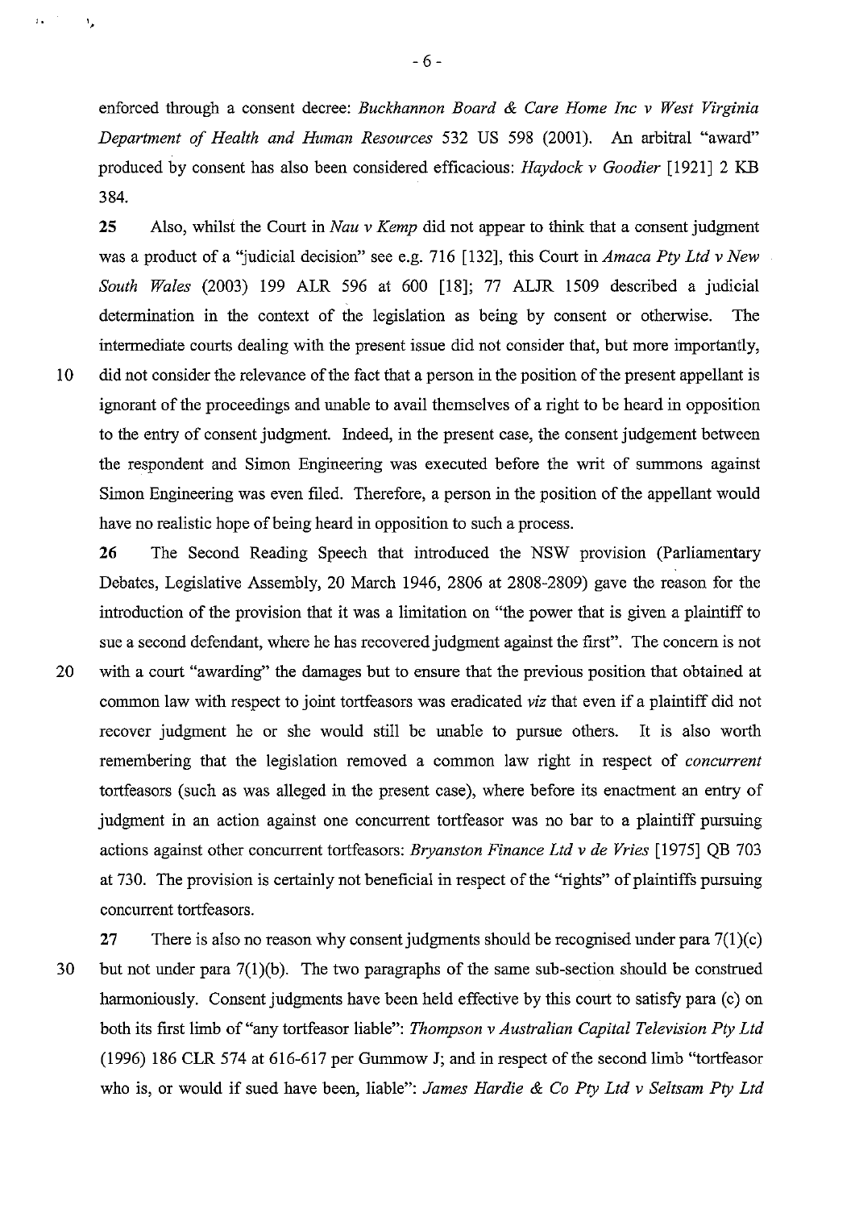enforced through a consent decree: *Buckhannon Board & Care Home Inc v West Virginia Department of Health and Human Resources* 532 US 598 (2001). An arbitral "award" produced by consent has also been considered efficacious: *Haydock v Goodier* [1921] 2 KB 384.

**25** Also, whilst the Court in *Nau v Kemp* did not appear to think that a consent judgment was a product of a "judicial decision" see e.g. 716 [132], this Court in *Amaca Pty Ltd v New South Wales* (2003) 199 ALR 596 at 600 [18]; 77 ALJR 1509 described a judicial determination in the context of the legislation as being by consent or otherwise. The intermediate courts dealing with the present issue did not consider that, but more importantly, did not consider the relevance of the fact that a person in the position of the present appellant is ignorant of the proceedings and unable to avail themselves of a right to be heard in opposition to the entry of consent judgment. Indeed, in the present case, the consent judgement between the respondent and Simon Engineering was executed before the writ of summons against Simon Engineering was even filed. Therefore, a person in the position of the appellant would have no realistic hope of being heard in opposition to such a process.

**26** The Second Reading Speech that introduced the NSW provision (Parliamentary Debates, Legislative Assembly, 20 March 1946, 2806 at 2808-2809) gave the reason for the introduction of the provision that it was a limitation on "the power that is given a plaintiff to sue a second defendant, where he has recovered judgment against the first". The concern is not with a court "awarding" the damages but to ensure that the previous position that obtained at common law with respect to joint tortfeasors was eradicated *viz* that even if a plaintiff did not recover judgment he or she would still be unable to pursue others. It is also worth remembering that the legislation removed a common law right in respect of *concurrent* tortfeasors (such as was alleged in the present case), where before its enactment an entry of judgment in an action against one concurrent tortfeasor was no bar to a plaintiff pursuing actions against other concurrent tortfeasors: *Bryanston Finance Ltd v de Vries* [1975] QB 703 at 730. The provision is certainly not beneficial in respect of the "rights" of plaintiffs pursuing concurrent tortfeasors.

**27** There is also no reason why consent judgments should be recognised under para 7(1)(c) but not under para 7(1)(b). The two paragraphs of the same sub-section should be construed harmoniously. Consent judgments have been held effective by this court to satisfy para (c) on both its first limb of "any tortfeasor liable": *Thompson v Australian Capital Television Pty Ltd* (1996) 186 CLR 574 at 616-617 per Gummow J; and in respect of the second limb "tortfeasor who is, or would if sued have been, liable": *James Hardie & Co Pty Ltd v Seltsam Pty Ltd*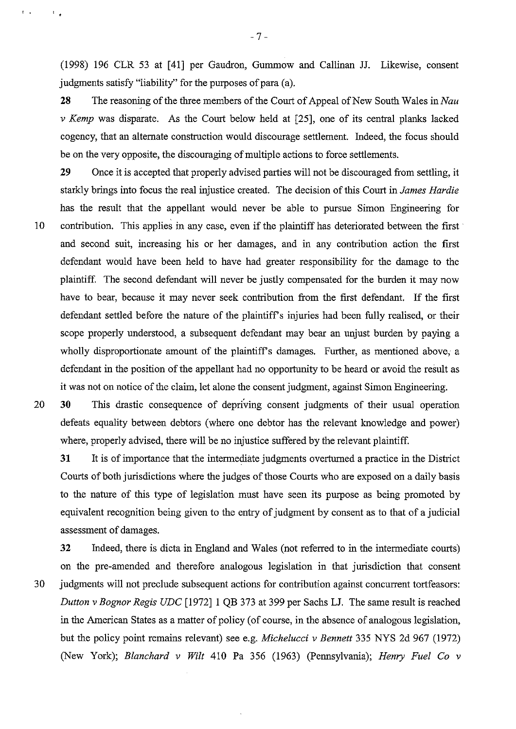(1998) 196 CLR 53 at [41] per Gaudron, Gummow and Callinan JJ. Likewise, consent judgments satisfy "liability" for the purposes of para (a).

**28** The reasoning of the three members of the Court of Appeal of New South Wales in *Nau v Kemp* was disparate. As the Court below held at [25], one of its central planks lacked cogency, that an alternate construction would discourage settlement. Indeed, the focus should be on the very opposite, the discouraging of multiple actions to force settlements.

**29** Once it is accepted that properly advised parties will not be discouraged from settling, it starkly brings into focus the real injustice created. The decision of this Court in *James Hardie* has the result that the appellant would never be able to pursue Simon Engineering for contribution. This applies in any case, even if the plaintiff has deteriorated between the first and second suit, increasing his or her damages, and in any contribution action the first defendant would have been held to have had greater responsibility for the damage to the plaintiff. The second defendant will never be justly compensated for the burden it may now have to bear, because it may never seek contribution from the first defendant. If the first defendant settled before the nature of the plaintiff's injuries had been fully realised, or their scope properly understood, a subsequent defendant may bear an unjust burden by paying a wholly disproportionate amount of the plaintiff's damages. Further, as mentioned above, a defendant in the position of the appellant had no opportunity to be heard or avoid the result as it was not on notice of the claim, let alone the consent judgment, against Simon Engineering.

**30** This drastic consequence of depriving consent judgments of their usual operation defeats equality between debtors (where one debtor has the relevant knowledge and power) where, properly advised, there will be no injustice suffered by the relevant plaintiff.

**31** It is of importance that the intermediate judgments overturned a practice in the District Courts of both jurisdictions where the judges of those Courts who are exposed on a daily basis to the nature of this type of legislation must have seen its purpose as being promoted by equivalent recognition being given to the entry of judgment by consent as to that of a judicial assessment of damages.

**32** Indeed, there is dicta in England and Wales (not referred to in the intermediate courts) on the pre-amended and therefore analogous legislation in that jurisdiction that consent judgments will not preclude subsequent actions for contribution against concurrent tortfeasors: *Dutton v Bognor Regis UDC* [1972] 1 QB 373 at 399 per Sachs LJ. The same result is reached in the American States as a matter of policy (of course, in the absence of analogous legislation, but the policy point remains relevant) see e.g. *Michelucci v Bennett* 335 NYS 2d 967 (1972) (New York); *Blanchard v Wilt* 410 Pa 356 (1963) (Pennsylvania); *Henry Fuel Co v*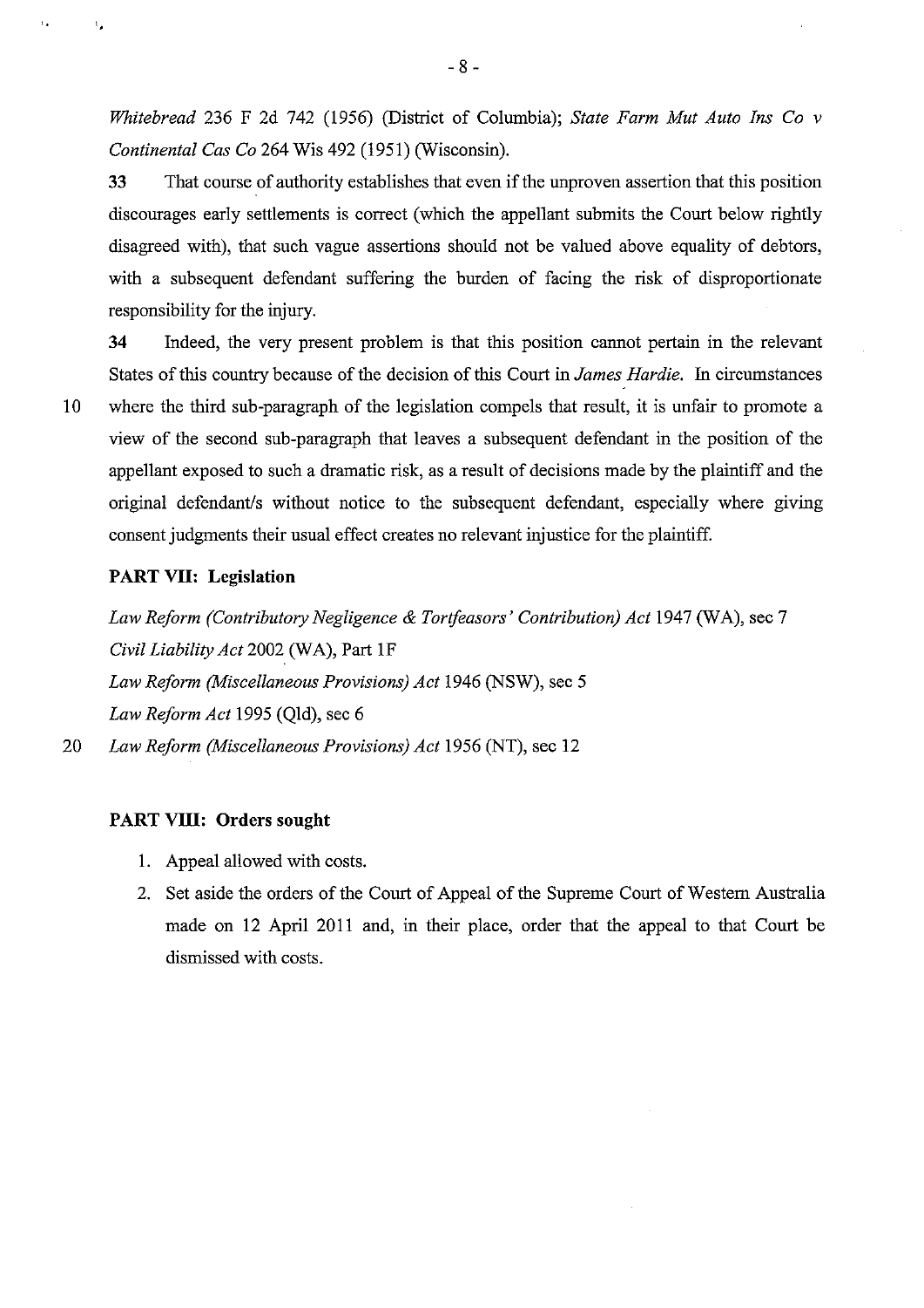*Whitebread* 236 F 2d 742 (1956) (District of Columbia); *State Farm Mut Auto Ins Co v Continental Cas Co* 264 Wis 492 (1951) (Wisconsin).

**33** That course of authority establishes that even if the unproven assertion that this position discourages early settlements is correct (which the appellant submits the Court below rightly disagreed with), that such vague assertions should not be valued above equality of debtors, with a subsequent defendant suffering the burden of facing the risk of disproportionate responsibility for the injury.

**34** Indeed, the very present problem is that this position cannot pertain in the relevant States of this country because of the decision of this Court in *James Hardie*. In circumstances where the third sub-paragraph of the legislation compels that result, it is unfair to promote a view of the second sub-paragraph that leaves a subsequent defendant in the position of the appellant exposed to such a dramatic risk, as a result of decisions made by the plaintiff and the original defendant/s without notice to the subsequent defendant, especially where giving consent judgments their usual effect creates no relevant injustice for the plaintiff.

## PART VII: Legislation

*Law Reform (Contributory Negligence & Tortfeasors' Contribution) Act* 1947 (WA), sec 7
*Civil Liability Act* 2002 (WA), Part 1F
*Law Reform (Miscellaneous Provisions) Act* 1946 (NSW), sec 5
*Law Reform Act* 1995 (Qld), sec 6
*Law Reform (Miscellaneous Provisions) Act* 1956 (NT), sec 12

## PART VIII: Orders sought

1. Appeal allowed with costs.
2. Set aside the orders of the Court of Appeal of the Supreme Court of Western Australia made on 12 April 2011 and, in their place, order that the appeal to that Court be dismissed with costs.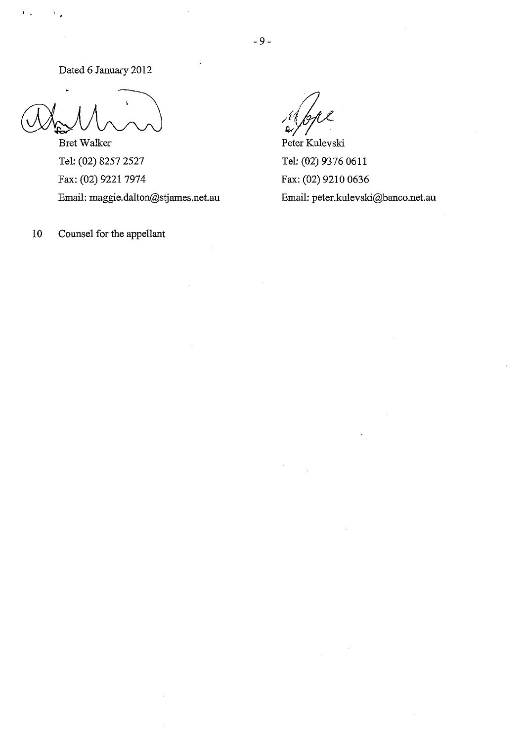Dated 6 January 2012

| | |
|---|---|
| Bret Walker | Peter Kulevski |
| Tel: (02) 8257 2527 | Tel: (02) 9376 0611 |
| Fax: (02) 9221 7974 | Fax: (02) 9210 0636 |
| Email: maggie.dalton@stjames.net.au | Email: peter.kulevski@banco.net.au |

Counsel for the appellant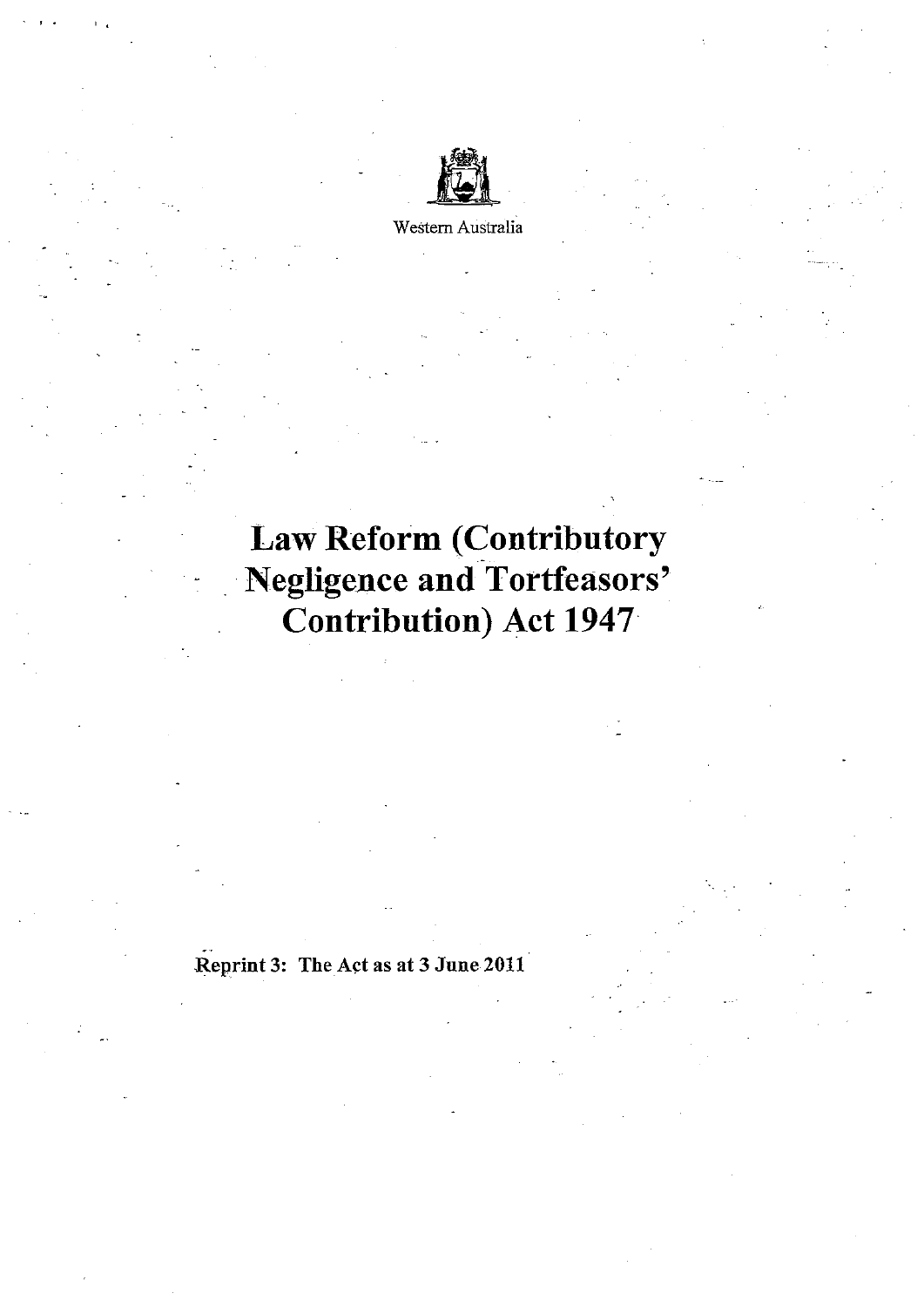Western Australia

# Law Reform (Contributory Negligence and Tortfeasors' Contribution) Act 1947

**Reprint 3: The Act as at 3 June 2011**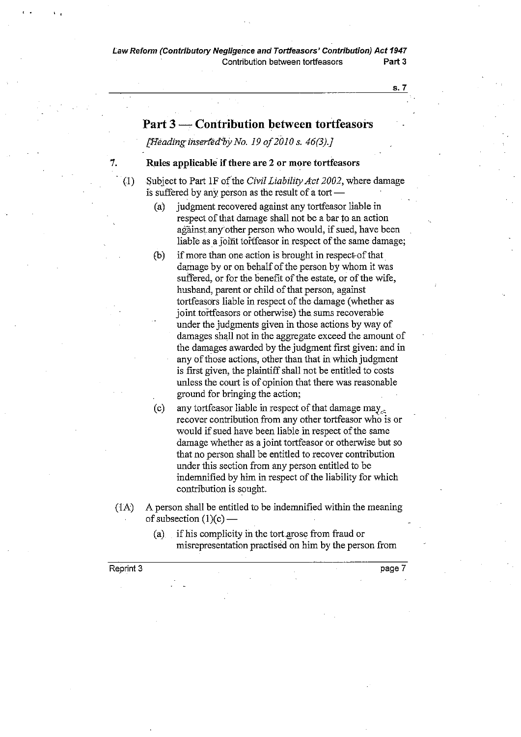## Part 3 — Contribution between tortfeasors

*[Heading inserted by No. 19 of 2010 s. 46(3).]*

### 7. Rules applicable if there are 2 or more tortfeasors

(1) Subject to Part 1F of the *Civil Liability Act 2002*, where damage is suffered by any person as the result of a tort —

(a) judgment recovered against any tortfeasor liable in respect of that damage shall not be a bar to an action against any other person who would, if sued, have been liable as a joint tortfeasor in respect of the same damage;

(b) if more than one action is brought in respect of that damage by or on behalf of the person by whom it was suffered, or for the benefit of the estate, or of the wife, husband, parent or child of that person, against tortfeasors liable in respect of the damage (whether as joint tortfeasors or otherwise) the sums recoverable under the judgments given in those actions by way of damages shall not in the aggregate exceed the amount of the damages awarded by the judgment first given: and in any of those actions, other than that in which judgment is first given, the plaintiff shall not be entitled to costs unless the court is of opinion that there was reasonable ground for bringing the action;

(c) any tortfeasor liable in respect of that damage may recover contribution from any other tortfeasor who is or would if sued have been liable in respect of the same damage whether as a joint tortfeasor or otherwise but so that no person shall be entitled to recover contribution under this section from any person entitled to be indemnified by him in respect of the liability for which contribution is sought.

(1A) A person shall be entitled to be indemnified within the meaning of subsection (1)(c) —

(a) if his complicity in the tort arose from fraud or misrepresentation practised on him by the person from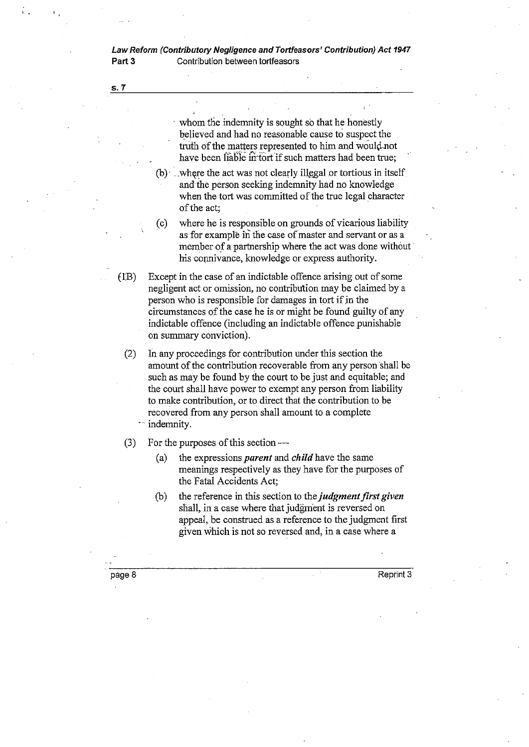whom the indemnity is sought so that he honestly believed and had no reasonable cause to suspect the truth of the matters represented to him and would not have been liable in tort if such matters had been true;

(b) where the act was not clearly illegal or tortious in itself and the person seeking indemnity had no knowledge when the tort was committed of the true legal character of the act;

(c) where he is responsible on grounds of vicarious liability as for example in the case of master and servant or as a member of a partnership where the act was done without his connivance, knowledge or express authority.

(1B) Except in the case of an indictable offence arising out of some negligent act or omission, no contribution may be claimed by a person who is responsible for damages in tort if in the circumstances of the case he is or might be found guilty of any indictable offence (including an indictable offence punishable on summary conviction).

(2) In any proceedings for contribution under this section the amount of the contribution recoverable from any person shall be such as may be found by the court to be just and equitable; and the court shall have power to exempt any person from liability to make contribution, or to direct that the contribution to be recovered from any person shall amount to a complete indemnity.

(3) For the purposes of this section —

(a) the expressions ***parent*** and ***child*** have the same meanings respectively as they have for the purposes of the Fatal Accidents Act;

(b) the reference in this section to the ***judgment first given*** shall, in a case where that judgment is reversed on appeal, be construed as a reference to the judgment first given which is not so reversed and, in a case where a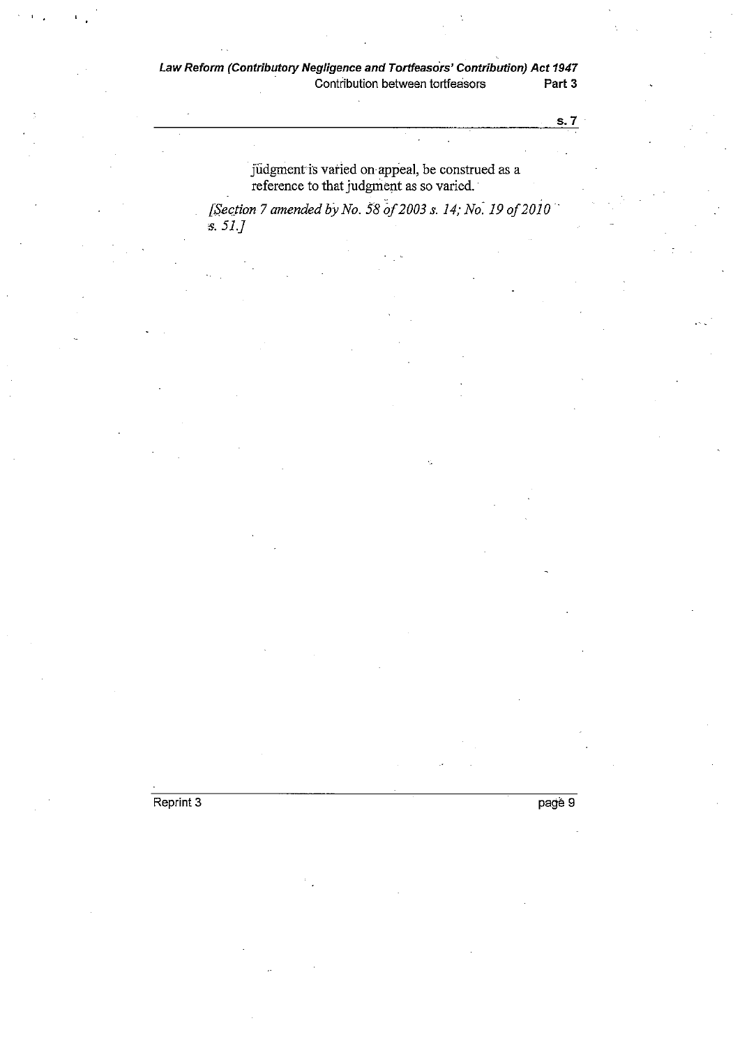judgment is varied on appeal, be construed as a reference to that judgment as so varied.

*[Section 7 amended by No. 58 of 2003 s. 14; No. 19 of 2010 s. 51.]*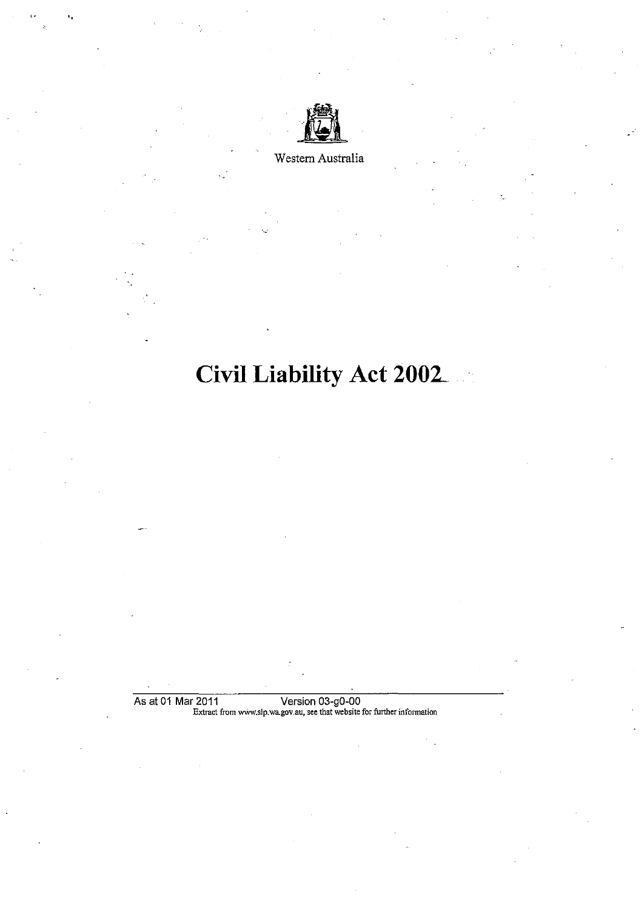Western Australia

# Civil Liability Act 2002

As at 01 Mar 2011 Version 03-g0-00

Extract from www.slp.wa.gov.au, see that website for further information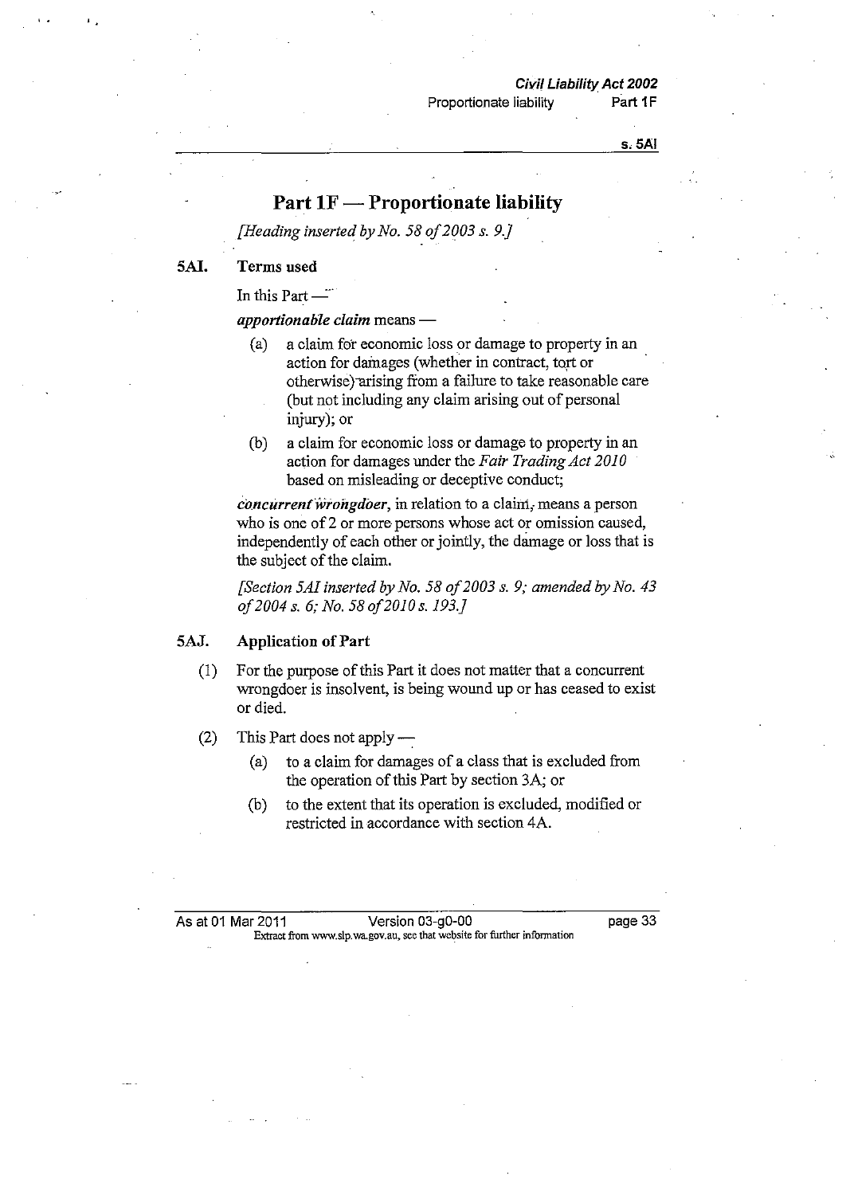# Part 1F — Proportionate liability

*[Heading inserted by No. 58 of 2003 s. 9.]*

## 5AI. Terms used

In this Part —

***apportionable claim*** means —

- (a) a claim for economic loss or damage to property in an action for damages (whether in contract, tort or otherwise) arising from a failure to take reasonable care (but not including any claim arising out of personal injury); or
- (b) a claim for economic loss or damage to property in an action for damages under the *Fair Trading Act 2010* based on misleading or deceptive conduct;

***concurrent wrongdoer***, in relation to a claim, means a person who is one of 2 or more persons whose act or omission caused, independently of each other or jointly, the damage or loss that is the subject of the claim.

*[Section 5AI inserted by No. 58 of 2003 s. 9; amended by No. 43 of 2004 s. 6; No. 58 of 2010 s. 193.]*

## 5AJ. Application of Part

(1) For the purpose of this Part it does not matter that a concurrent wrongdoer is insolvent, is being wound up or has ceased to exist or died.

(2) This Part does not apply —

- (a) to a claim for damages of a class that is excluded from the operation of this Part by section 3A; or
- (b) to the extent that its operation is excluded, modified or restricted in accordance with section 4A.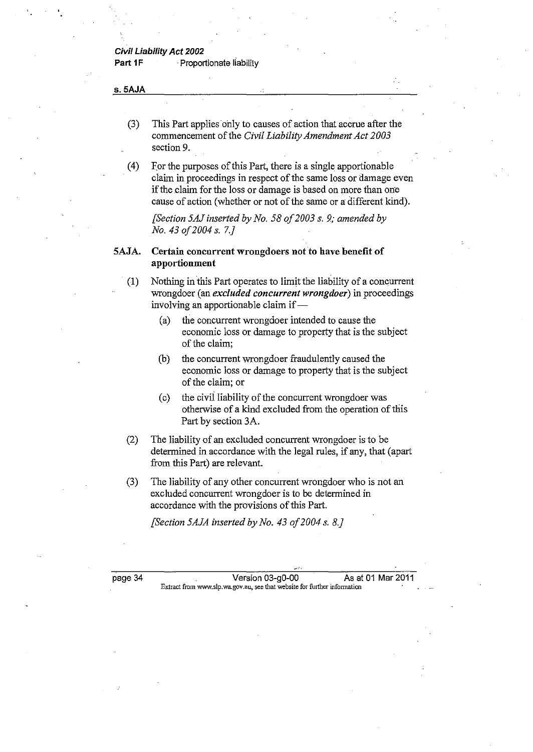(3) This Part applies only to causes of action that accrue after the commencement of the *Civil Liability Amendment Act 2003* section 9.

(4) For the purposes of this Part, there is a single apportionable claim in proceedings in respect of the same loss or damage even if the claim for the loss or damage is based on more than one cause of action (whether or not of the same or a different kind).

*[Section 5AJ inserted by No. 58 of 2003 s. 9; amended by No. 43 of 2004 s. 7.]*

### 5AJA. Certain concurrent wrongdoers not to have benefit of apportionment

(1) Nothing in this Part operates to limit the liability of a concurrent wrongdoer (an ***excluded concurrent wrongdoer***) in proceedings involving an apportionable claim if —

- (a) the concurrent wrongdoer intended to cause the economic loss or damage to property that is the subject of the claim;
- (b) the concurrent wrongdoer fraudulently caused the economic loss or damage to property that is the subject of the claim; or
- (c) the civil liability of the concurrent wrongdoer was otherwise of a kind excluded from the operation of this Part by section 3A.

(2) The liability of an excluded concurrent wrongdoer is to be determined in accordance with the legal rules, if any, that (apart from this Part) are relevant.

(3) The liability of any other concurrent wrongdoer who is not an excluded concurrent wrongdoer is to be determined in accordance with the provisions of this Part.

*[Section 5AJA inserted by No. 43 of 2004 s. 8.]*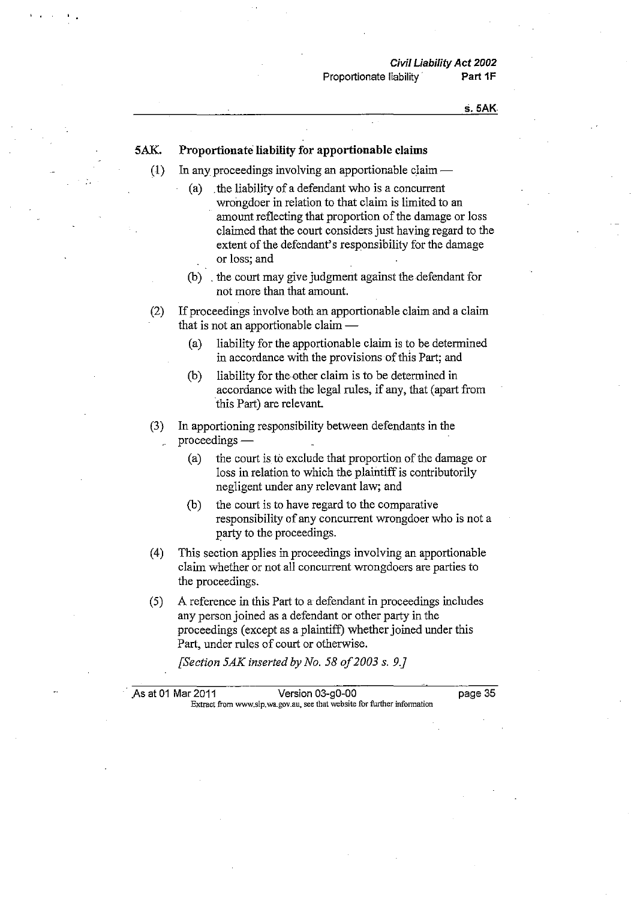## 5AK. Proportionate liability for apportionable claims

(1) In any proceedings involving an apportionable claim —

   (a) the liability of a defendant who is a concurrent wrongdoer in relation to that claim is limited to an amount reflecting that proportion of the damage or loss claimed that the court considers just having regard to the extent of the defendant's responsibility for the damage or loss; and

   (b) the court may give judgment against the defendant for not more than that amount.

(2) If proceedings involve both an apportionable claim and a claim that is not an apportionable claim —

   (a) liability for the apportionable claim is to be determined in accordance with the provisions of this Part; and

   (b) liability for the other claim is to be determined in accordance with the legal rules, if any, that (apart from this Part) are relevant.

(3) In apportioning responsibility between defendants in the proceedings —

   (a) the court is to exclude that proportion of the damage or loss in relation to which the plaintiff is contributorily negligent under any relevant law; and

   (b) the court is to have regard to the comparative responsibility of any concurrent wrongdoer who is not a party to the proceedings.

(4) This section applies in proceedings involving an apportionable claim whether or not all concurrent wrongdoers are parties to the proceedings.

(5) A reference in this Part to a defendant in proceedings includes any person joined as a defendant or other party in the proceedings (except as a plaintiff) whether joined under this Part, under rules of court or otherwise.

*[Section 5AK inserted by No. 58 of 2003 s. 9.]*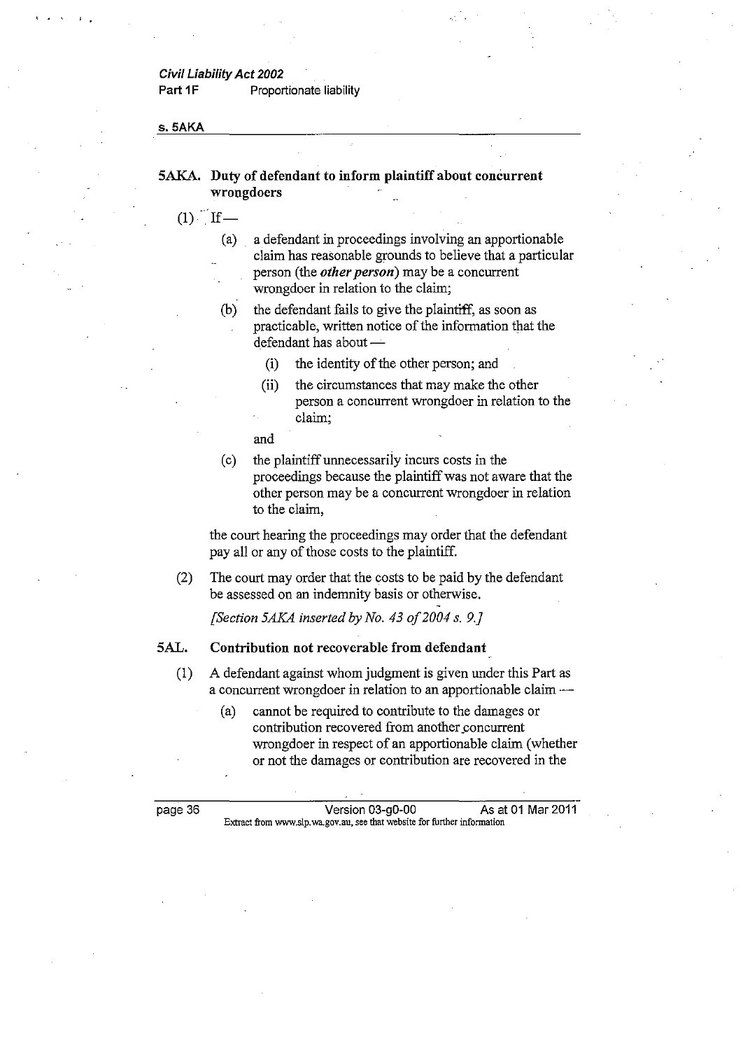## 5AKA. Duty of defendant to inform plaintiff about concurrent wrongdoers

(1) If —

(a) a defendant in proceedings involving an apportionable claim has reasonable grounds to believe that a particular person (the ***other person***) may be a concurrent wrongdoer in relation to the claim;

(b) the defendant fails to give the plaintiff, as soon as practicable, written notice of the information that the defendant has about —

(i) the identity of the other person; and

(ii) the circumstances that may make the other person a concurrent wrongdoer in relation to the claim;

and

(c) the plaintiff unnecessarily incurs costs in the proceedings because the plaintiff was not aware that the other person may be a concurrent wrongdoer in relation to the claim,

the court hearing the proceedings may order that the defendant pay all or any of those costs to the plaintiff.

(2) The court may order that the costs to be paid by the defendant be assessed on an indemnity basis or otherwise.

*[Section 5AKA inserted by No. 43 of 2004 s. 9.]*

## 5AL. Contribution not recoverable from defendant

(1) A defendant against whom judgment is given under this Part as a concurrent wrongdoer in relation to an apportionable claim —

(a) cannot be required to contribute to the damages or contribution recovered from another concurrent wrongdoer in respect of an apportionable claim (whether or not the damages or contribution are recovered in the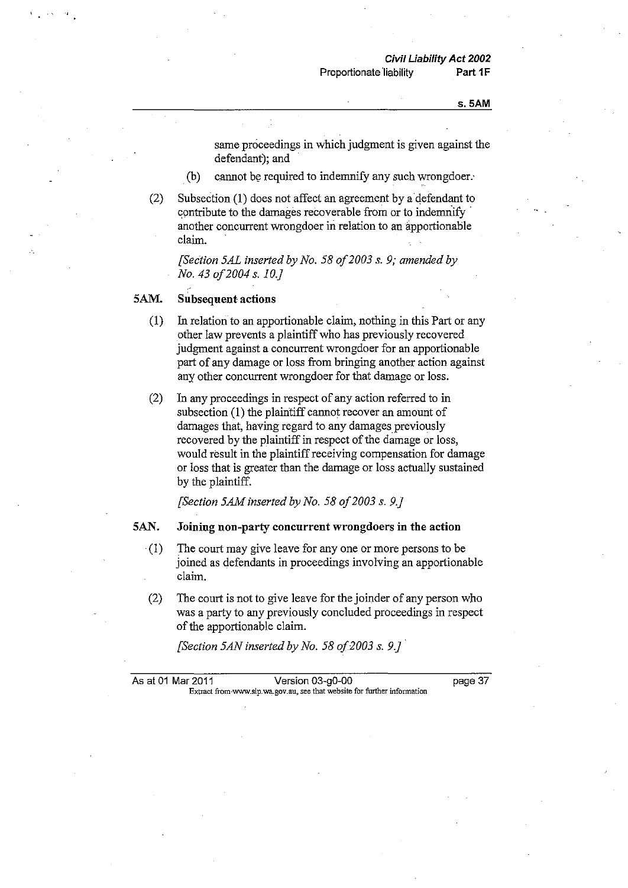same proceedings in which judgment is given against the defendant); and

(b) cannot be required to indemnify any such wrongdoer.

(2) Subsection (1) does not affect an agreement by a defendant to contribute to the damages recoverable from or to indemnify another concurrent wrongdoer in relation to an apportionable claim.

*[Section 5AL inserted by No. 58 of 2003 s. 9; amended by No. 43 of 2004 s. 10.]*

### 5AM. Subsequent actions

(1) In relation to an apportionable claim, nothing in this Part or any other law prevents a plaintiff who has previously recovered judgment against a concurrent wrongdoer for an apportionable part of any damage or loss from bringing another action against any other concurrent wrongdoer for that damage or loss.

(2) In any proceedings in respect of any action referred to in subsection (1) the plaintiff cannot recover an amount of damages that, having regard to any damages previously recovered by the plaintiff in respect of the damage or loss, would result in the plaintiff receiving compensation for damage or loss that is greater than the damage or loss actually sustained by the plaintiff.

*[Section 5AM inserted by No. 58 of 2003 s. 9.]*

### 5AN. Joining non-party concurrent wrongdoers in the action

(1) The court may give leave for any one or more persons to be joined as defendants in proceedings involving an apportionable claim.

(2) The court is not to give leave for the joinder of any person who was a party to any previously concluded proceedings in respect of the apportionable claim.

*[Section 5AN inserted by No. 58 of 2003 s. 9.]*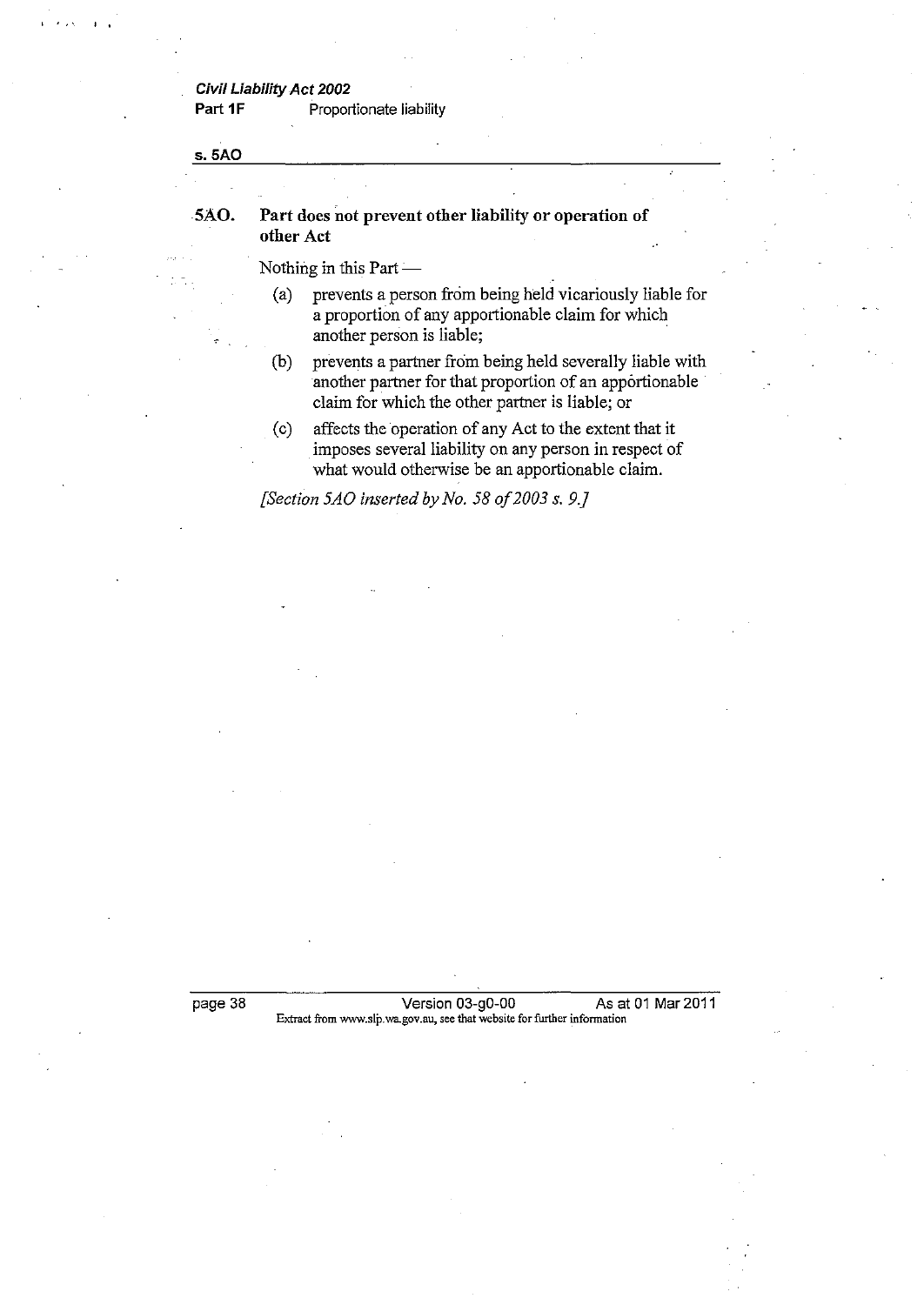## 5AO. Part does not prevent other liability or operation of other Act

Nothing in this Part —

(a) prevents a person from being held vicariously liable for a proportion of any apportionable claim for which another person is liable;

(b) prevents a partner from being held severally liable with another partner for that proportion of an apportionable claim for which the other partner is liable; or

(c) affects the operation of any Act to the extent that it imposes several liability on any person in respect of what would otherwise be an apportionable claim.

*[Section 5AO inserted by No. 58 of 2003 s. 9.]*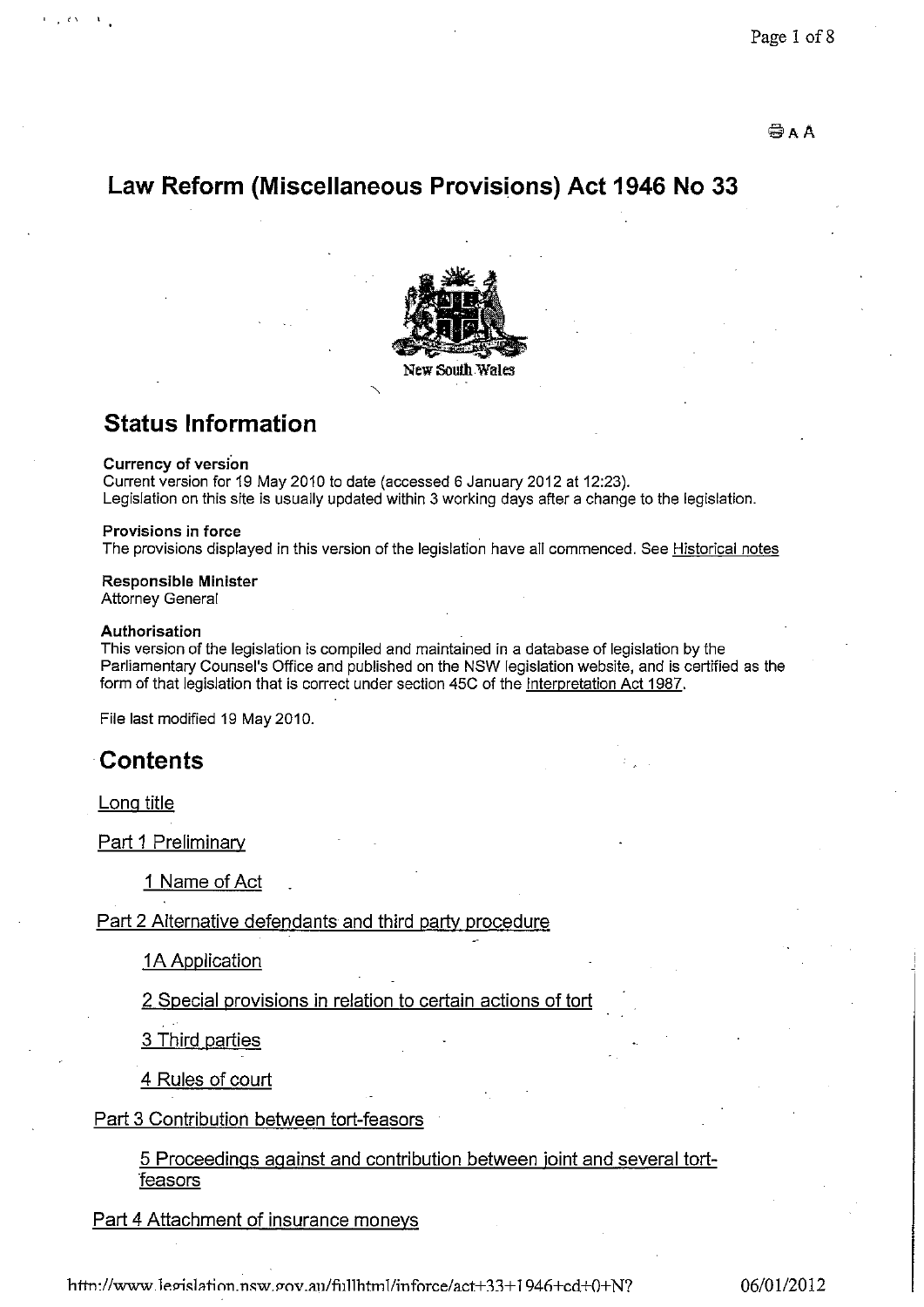# Law Reform (Miscellaneous Provisions) Act 1946 No 33

New South Wales

## Status Information

**Currency of version**
Current version for 19 May 2010 to date (accessed 6 January 2012 at 12:23).
Legislation on this site is usually updated within 3 working days after a change to the legislation.

**Provisions in force**
The provisions displayed in this version of the legislation have all commenced. See Historical notes

**Responsible Minister**
Attorney General

**Authorisation**
This version of the legislation is compiled and maintained in a database of legislation by the Parliamentary Counsel's Office and published on the NSW legislation website, and is certified as the form of that legislation that is correct under section 45C of the Interpretation Act 1987.

File last modified 19 May 2010.

## Contents

Long title

Part 1 Preliminary

- 1 Name of Act

Part 2 Alternative defendants and third party procedure

- 1A Application
- 2 Special provisions in relation to certain actions of tort
- 3 Third parties
- 4 Rules of court

Part 3 Contribution between tort-feasors

- 5 Proceedings against and contribution between joint and several tort-feasors

Part 4 Attachment of insurance moneys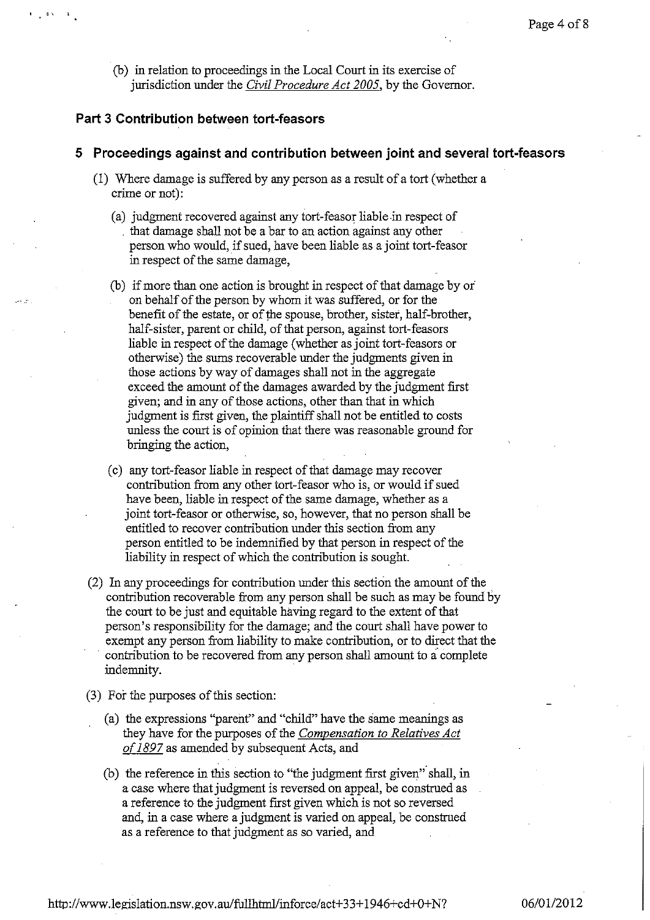(b) in relation to proceedings in the Local Court in its exercise of jurisdiction under the *Civil Procedure Act 2005*, by the Governor.

## Part 3 Contribution between tort-feasors

### 5 Proceedings against and contribution between joint and several tort-feasors

(1) Where damage is suffered by any person as a result of a tort (whether a crime or not):

(a) judgment recovered against any tort-feasor liable in respect of that damage shall not be a bar to an action against any other person who would, if sued, have been liable as a joint tort-feasor in respect of the same damage,

(b) if more than one action is brought in respect of that damage by or on behalf of the person by whom it was suffered, or for the benefit of the estate, or of the spouse, brother, sister, half-brother, half-sister, parent or child, of that person, against tort-feasors liable in respect of the damage (whether as joint tort-feasors or otherwise) the sums recoverable under the judgments given in those actions by way of damages shall not in the aggregate exceed the amount of the damages awarded by the judgment first given; and in any of those actions, other than that in which judgment is first given, the plaintiff shall not be entitled to costs unless the court is of opinion that there was reasonable ground for bringing the action,

(c) any tort-feasor liable in respect of that damage may recover contribution from any other tort-feasor who is, or would if sued have been, liable in respect of the same damage, whether as a joint tort-feasor or otherwise, so, however, that no person shall be entitled to recover contribution under this section from any person entitled to be indemnified by that person in respect of the liability in respect of which the contribution is sought.

(2) In any proceedings for contribution under this section the amount of the contribution recoverable from any person shall be such as may be found by the court to be just and equitable having regard to the extent of that person's responsibility for the damage; and the court shall have power to exempt any person from liability to make contribution, or to direct that the contribution to be recovered from any person shall amount to a complete indemnity.

(3) For the purposes of this section:

(a) the expressions "parent" and "child" have the same meanings as they have for the purposes of the *Compensation to Relatives Act of 1897* as amended by subsequent Acts, and

(b) the reference in this section to "the judgment first given" shall, in a case where that judgment is reversed on appeal, be construed as a reference to the judgment first given which is not so reversed and, in a case where a judgment is varied on appeal, be construed as a reference to that judgment as so varied, and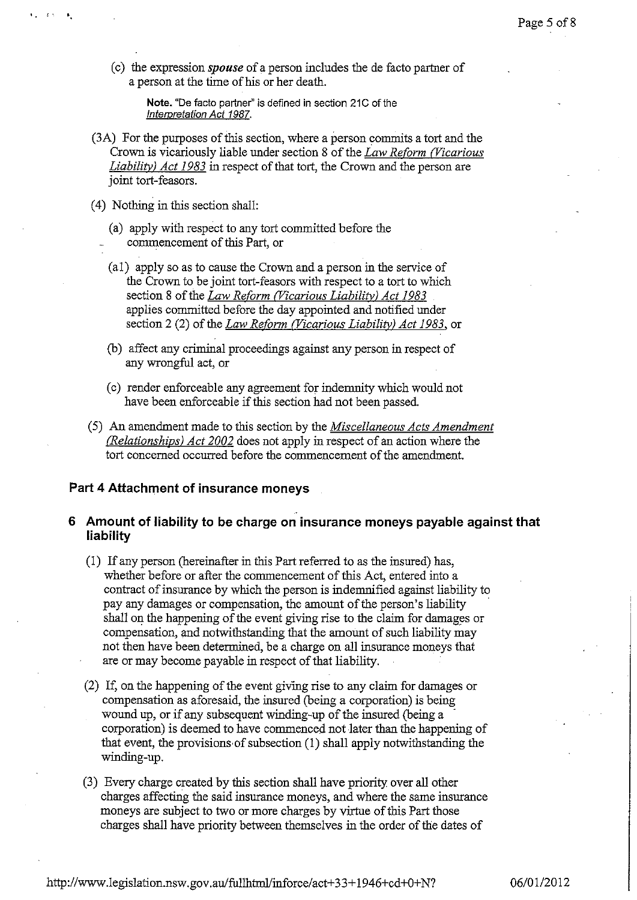(c) the expression ***spouse*** of a person includes the de facto partner of a person at the time of his or her death.

> **Note.** "De facto partner" is defined in section 21C of the *Interpretation Act 1987*.

(3A) For the purposes of this section, where a person commits a tort and the Crown is vicariously liable under section 8 of the *Law Reform (Vicarious Liability) Act 1983* in respect of that tort, the Crown and the person are joint tort-feasors.

(4) Nothing in this section shall:

(a) apply with respect to any tort committed before the commencement of this Part, or

(a1) apply so as to cause the Crown and a person in the service of the Crown to be joint tort-feasors with respect to a tort to which section 8 of the *Law Reform (Vicarious Liability) Act 1983* applies committed before the day appointed and notified under section 2 (2) of the *Law Reform (Vicarious Liability) Act 1983*, or

(b) affect any criminal proceedings against any person in respect of any wrongful act, or

(c) render enforceable any agreement for indemnity which would not have been enforceable if this section had not been passed.

(5) An amendment made to this section by the *Miscellaneous Acts Amendment (Relationships) Act 2002* does not apply in respect of an action where the tort concerned occurred before the commencement of the amendment.

## Part 4 Attachment of insurance moneys

### 6 Amount of liability to be charge on insurance moneys payable against that liability

(1) If any person (hereinafter in this Part referred to as the insured) has, whether before or after the commencement of this Act, entered into a contract of insurance by which the person is indemnified against liability to pay any damages or compensation, the amount of the person's liability shall on the happening of the event giving rise to the claim for damages or compensation, and notwithstanding that the amount of such liability may not then have been determined, be a charge on all insurance moneys that are or may become payable in respect of that liability.

(2) If, on the happening of the event giving rise to any claim for damages or compensation as aforesaid, the insured (being a corporation) is being wound up, or if any subsequent winding-up of the insured (being a corporation) is deemed to have commenced not later than the happening of that event, the provisions of subsection (1) shall apply notwithstanding the winding-up.

(3) Every charge created by this section shall have priority over all other charges affecting the said insurance moneys, and where the same insurance moneys are subject to two or more charges by virtue of this Part those charges shall have priority between themselves in the order of the dates of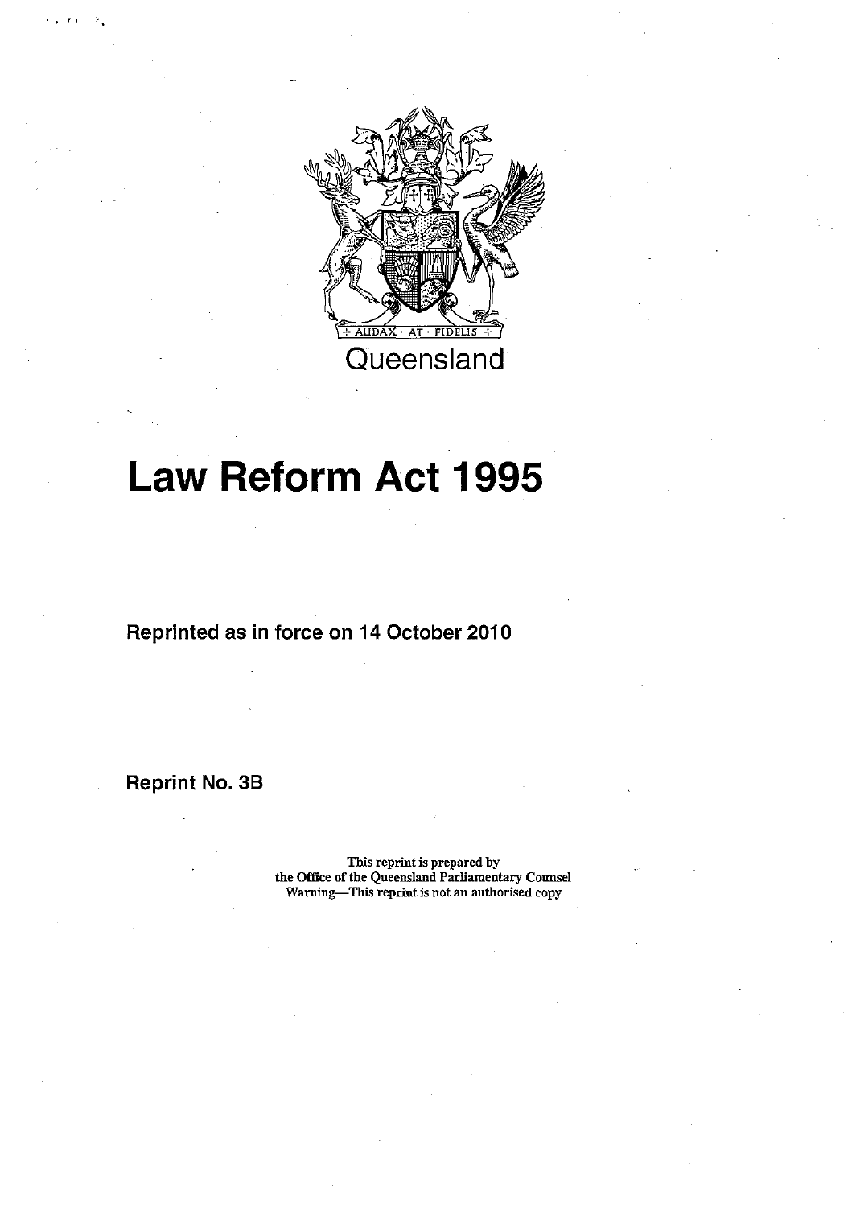Queensland

# Law Reform Act 1995

**Reprinted as in force on 14 October 2010**

**Reprint No. 3B**

This reprint is prepared by
the Office of the Queensland Parliamentary Counsel
Warning—This reprint is not an authorised copy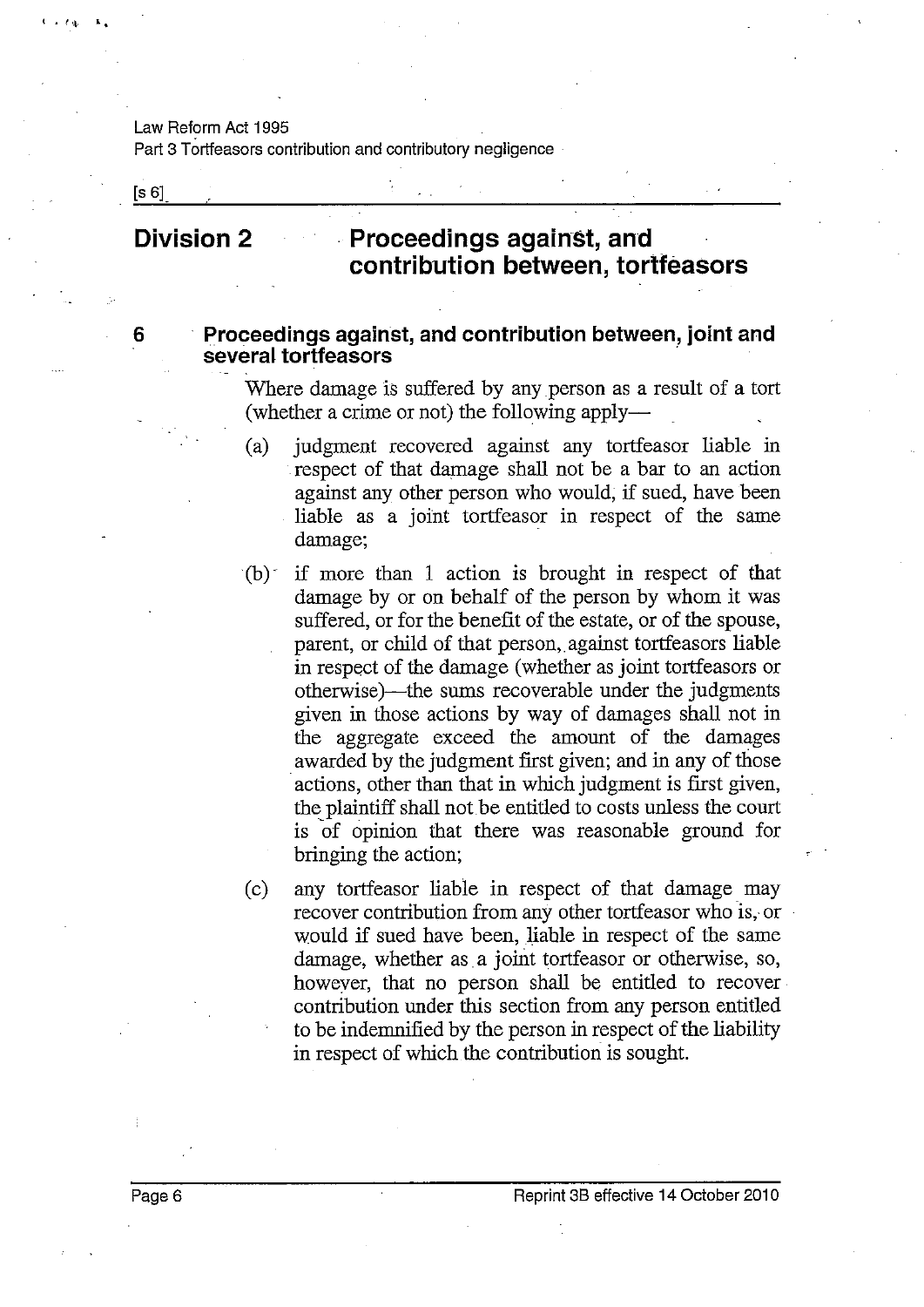## Division 2 Proceedings against, and contribution between, tortfeasors

### 6 Proceedings against, and contribution between, joint and several tortfeasors

Where damage is suffered by any person as a result of a tort (whether a crime or not) the following apply—

(a) judgment recovered against any tortfeasor liable in respect of that damage shall not be a bar to an action against any other person who would, if sued, have been liable as a joint tortfeasor in respect of the same damage;

(b) if more than 1 action is brought in respect of that damage by or on behalf of the person by whom it was suffered, or for the benefit of the estate, or of the spouse, parent, or child of that person, against tortfeasors liable in respect of the damage (whether as joint tortfeasors or otherwise)—the sums recoverable under the judgments given in those actions by way of damages shall not in the aggregate exceed the amount of the damages awarded by the judgment first given; and in any of those actions, other than that in which judgment is first given, the plaintiff shall not be entitled to costs unless the court is of opinion that there was reasonable ground for bringing the action;

(c) any tortfeasor liable in respect of that damage may recover contribution from any other tortfeasor who is, or would if sued have been, liable in respect of the same damage, whether as a joint tortfeasor or otherwise, so, however, that no person shall be entitled to recover contribution under this section from any person entitled to be indemnified by the person in respect of the liability in respect of which the contribution is sought.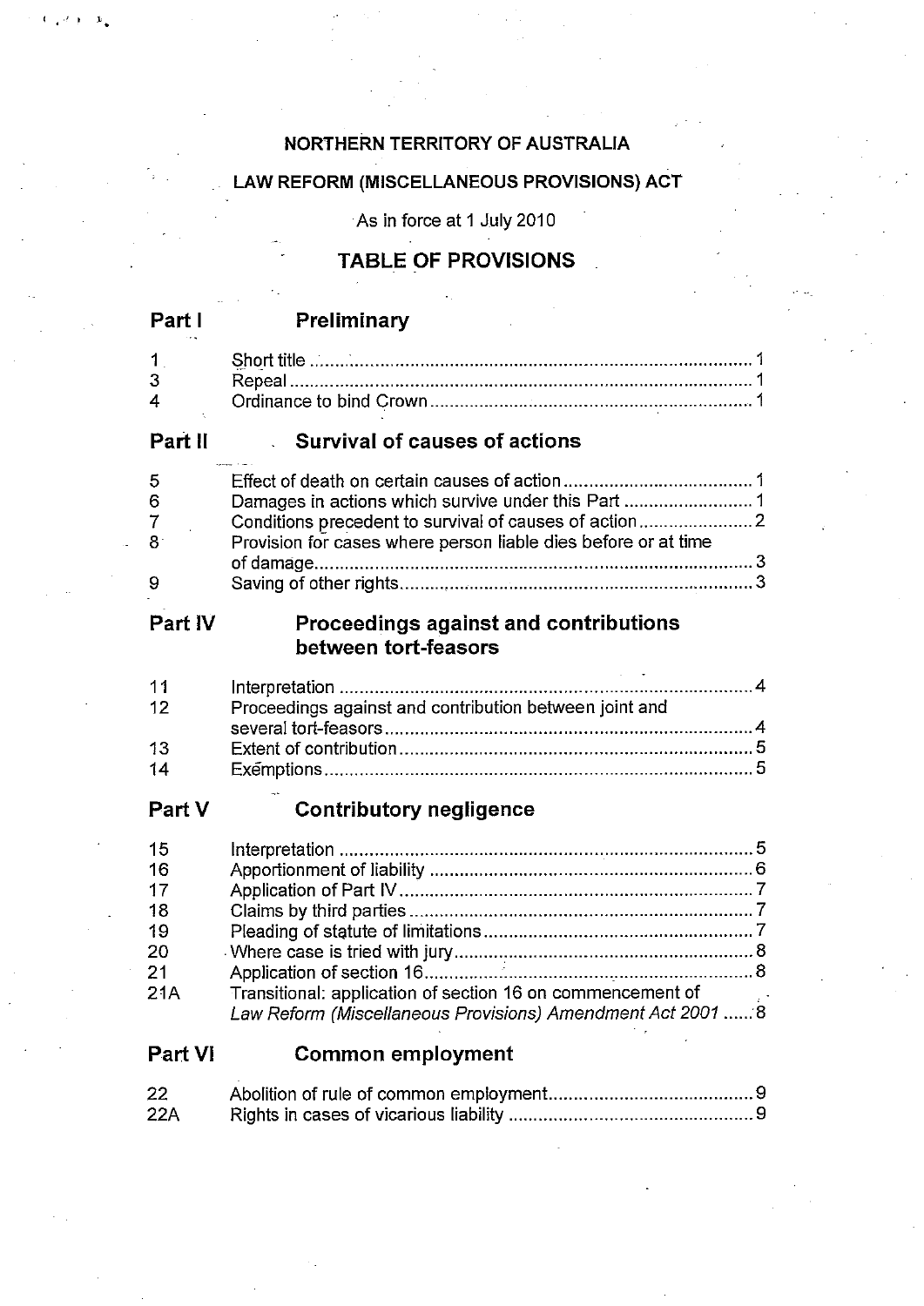**NORTHERN TERRITORY OF AUSTRALIA**

**LAW REFORM (MISCELLANEOUS PROVISIONS) ACT**

As in force at 1 July 2010

## TABLE OF PROVISIONS

### Part I Preliminary

| | | |
|---|---|---|
| 1 | Short title | 1 |
| 3 | Repeal | 1 |
| 4 | Ordinance to bind Crown | 1 |

### Part II Survival of causes of actions

| | | |
|---|---|---|
| 5 | Effect of death on certain causes of action | 1 |
| 6 | Damages in actions which survive under this Part | 1 |
| 7 | Conditions precedent to survival of causes of action | 2 |
| 8 | Provision for cases where person liable dies before or at time of damage | 3 |
| 9 | Saving of other rights | 3 |

### Part IV Proceedings against and contributions between tort-feasors

| | | |
|---|---|---|
| 11 | Interpretation | 4 |
| 12 | Proceedings against and contribution between joint and several tort-feasors | 4 |
| 13 | Extent of contribution | 5 |
| 14 | Exemptions | 5 |

### Part V Contributory negligence

| | | |
|---|---|---|
| 15 | Interpretation | 5 |
| 16 | Apportionment of liability | 6 |
| 17 | Application of Part IV | 7 |
| 18 | Claims by third parties | 7 |
| 19 | Pleading of statute of limitations | 7 |
| 20 | Where case is tried with jury | 8 |
| 21 | Application of section 16 | 8 |
| 21A | Transitional: application of section 16 on commencement of *Law Reform (Miscellaneous Provisions) Amendment Act 2001* | 8 |

### Part VI Common employment

| | | |
|---|---|---|
| 22 | Abolition of rule of common employment | 9 |
| 22A | Rights in cases of vicarious liability | 9 |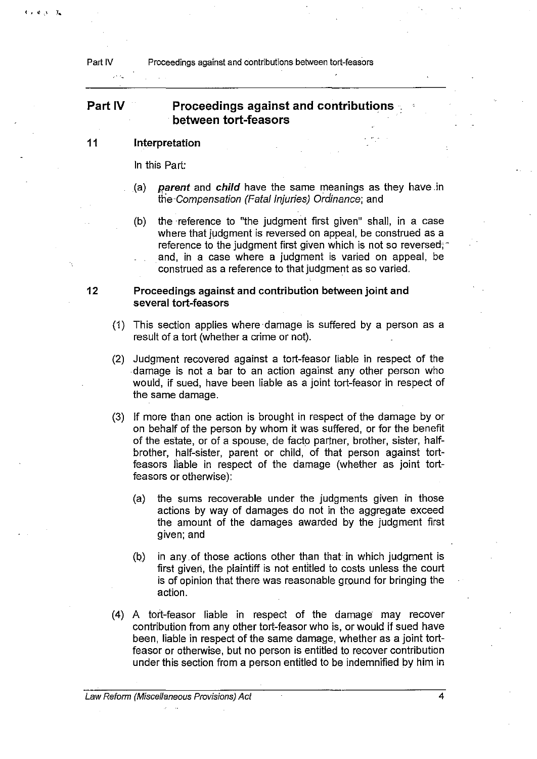## Part IV Proceedings against and contributions between tort-feasors

### 11 Interpretation

In this Part:

(a) ***parent*** and ***child*** have the same meanings as they have in the *Compensation (Fatal Injuries) Ordinance*; and

(b) the reference to "the judgment first given" shall, in a case where that judgment is reversed on appeal, be construed as a reference to the judgment first given which is not so reversed, and, in a case where a judgment is varied on appeal, be construed as a reference to that judgment as so varied.

### 12 Proceedings against and contribution between joint and several tort-feasors

(1) This section applies where damage is suffered by a person as a result of a tort (whether a crime or not).

(2) Judgment recovered against a tort-feasor liable in respect of the damage is not a bar to an action against any other person who would, if sued, have been liable as a joint tort-feasor in respect of the same damage.

(3) If more than one action is brought in respect of the damage by or on behalf of the person by whom it was suffered, or for the benefit of the estate, or of a spouse, de facto partner, brother, sister, half-brother, half-sister, parent or child, of that person against tort-feasors liable in respect of the damage (whether as joint tort-feasors or otherwise):

(a) the sums recoverable under the judgments given in those actions by way of damages do not in the aggregate exceed the amount of the damages awarded by the judgment first given; and

(b) in any of those actions other than that in which judgment is first given, the plaintiff is not entitled to costs unless the court is of opinion that there was reasonable ground for bringing the action.

(4) A tort-feasor liable in respect of the damage may recover contribution from any other tort-feasor who is, or would if sued have been, liable in respect of the same damage, whether as a joint tort-feasor or otherwise, but no person is entitled to recover contribution under this section from a person entitled to be indemnified by him in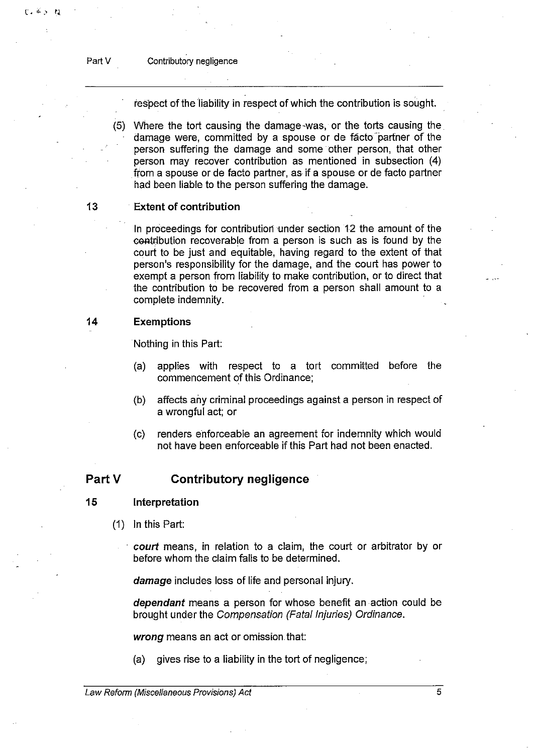respect of the liability in respect of which the contribution is sought.

(5) Where the tort causing the damage was, or the torts causing the damage were, committed by a spouse or de facto partner of the person suffering the damage and some other person, that other person may recover contribution as mentioned in subsection (4) from a spouse or de facto partner, as if a spouse or de facto partner had been liable to the person suffering the damage.

### 13 Extent of contribution

In proceedings for contribution under section 12 the amount of the contribution recoverable from a person is such as is found by the court to be just and equitable, having regard to the extent of that person's responsibility for the damage, and the court has power to exempt a person from liability to make contribution, or to direct that the contribution to be recovered from a person shall amount to a complete indemnity.

### 14 Exemptions

Nothing in this Part:

(a) applies with respect to a tort committed before the commencement of this Ordinance;

(b) affects any criminal proceedings against a person in respect of a wrongful act; or

(c) renders enforceable an agreement for indemnity which would not have been enforceable if this Part had not been enacted.

## Part V Contributory negligence

### 15 Interpretation

(1) In this Part:

***court*** means, in relation to a claim, the court or arbitrator by or before whom the claim falls to be determined.

***damage*** includes loss of life and personal injury.

***dependant*** means a person for whose benefit an action could be brought under the *Compensation (Fatal Injuries) Ordinance*.

***wrong*** means an act or omission that:

(a) gives rise to a liability in the tort of negligence;